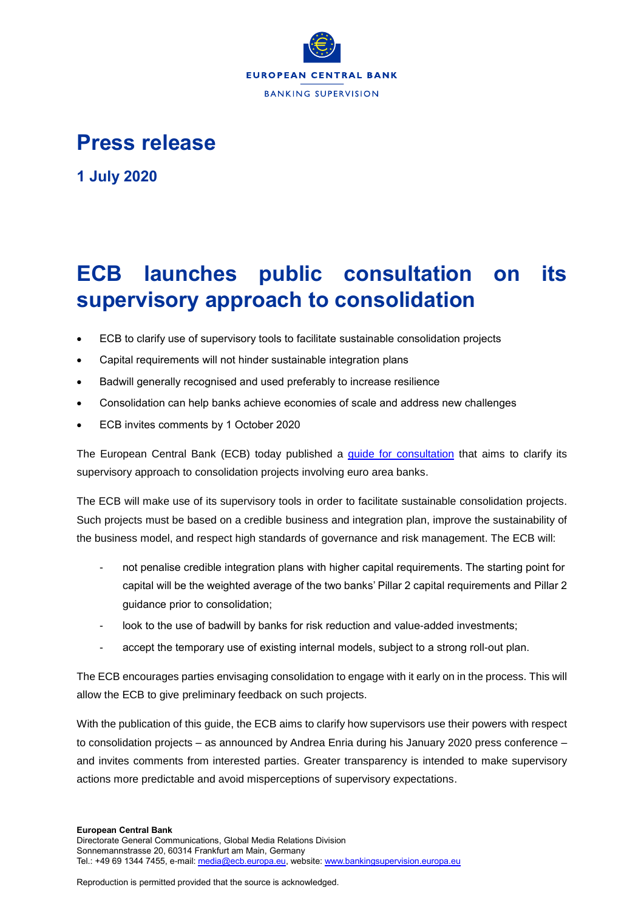EUROPEAN CENTRAL BANK

BANKING SUPERVISION

# Press release

**1 July 2020**

# ECB launches public consultation on its supervisory approach to consolidation

- ECB to clarify use of supervisory tools to facilitate sustainable consolidation projects
- Capital requirements will not hinder sustainable integration plans
- Badwill generally recognised and used preferably to increase resilience
- Consolidation can help banks achieve economies of scale and address new challenges
- ECB invites comments by 1 October 2020

The European Central Bank (ECB) today published a guide for consultation that aims to clarify its supervisory approach to consolidation projects involving euro area banks.

The ECB will make use of its supervisory tools in order to facilitate sustainable consolidation projects. Such projects must be based on a credible business and integration plan, improve the sustainability of the business model, and respect high standards of governance and risk management. The ECB will:

- not penalise credible integration plans with higher capital requirements. The starting point for capital will be the weighted average of the two banks' Pillar 2 capital requirements and Pillar 2 guidance prior to consolidation;
- look to the use of badwill by banks for risk reduction and value-added investments;
- accept the temporary use of existing internal models, subject to a strong roll-out plan.

The ECB encourages parties envisaging consolidation to engage with it early on in the process. This will allow the ECB to give preliminary feedback on such projects.

With the publication of this guide, the ECB aims to clarify how supervisors use their powers with respect to consolidation projects – as announced by Andrea Enria during his January 2020 press conference – and invites comments from interested parties. Greater transparency is intended to make supervisory actions more predictable and avoid misperceptions of supervisory expectations.

**European Central Bank**
Directorate General Communications, Global Media Relations Division
Sonnemannstrasse 20, 60314 Frankfurt am Main, Germany
Tel.: +49 69 1344 7455, e-mail: media@ecb.europa.eu, website: www.bankingsupervision.europa.eu

Reproduction is permitted provided that the source is acknowledged.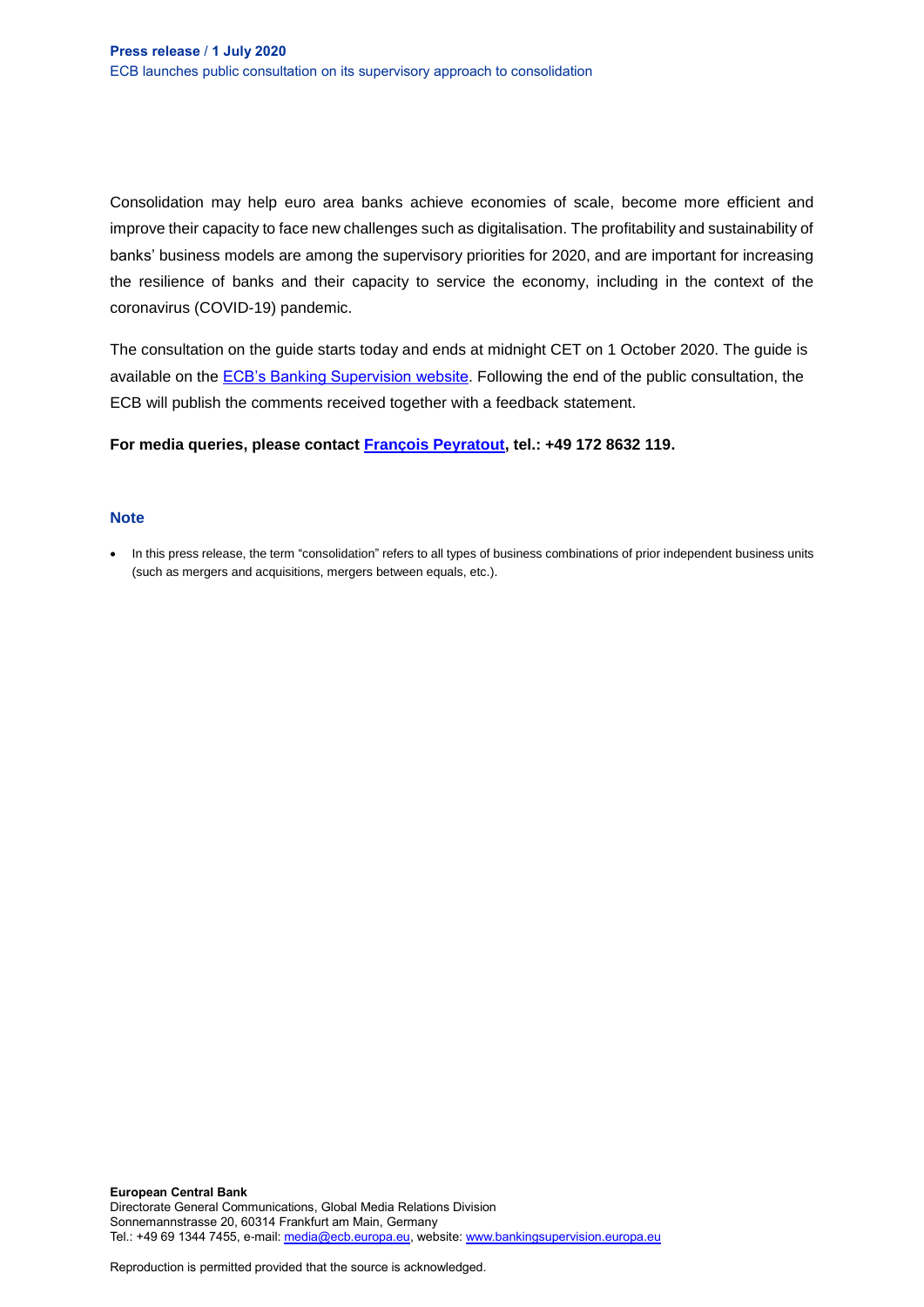Consolidation may help euro area banks achieve economies of scale, become more efficient and improve their capacity to face new challenges such as digitalisation. The profitability and sustainability of banks' business models are among the supervisory priorities for 2020, and are important for increasing the resilience of banks and their capacity to service the economy, including in the context of the coronavirus (COVID-19) pandemic.

The consultation on the guide starts today and ends at midnight CET on 1 October 2020. The guide is available on the ECB's Banking Supervision website. Following the end of the public consultation, the ECB will publish the comments received together with a feedback statement.

**For media queries, please contact François Peyratout, tel.: +49 172 8632 119.**

### Note

- In this press release, the term "consolidation" refers to all types of business combinations of prior independent business units (such as mergers and acquisitions, mergers between equals, etc.).

**European Central Bank**
Directorate General Communications, Global Media Relations Division
Sonnemannstrasse 20, 60314 Frankfurt am Main, Germany
Tel.: +49 69 1344 7455, e-mail: media@ecb.europa.eu, website: www.bankingsupervision.europa.eu

Reproduction is permitted provided that the source is acknowledged.